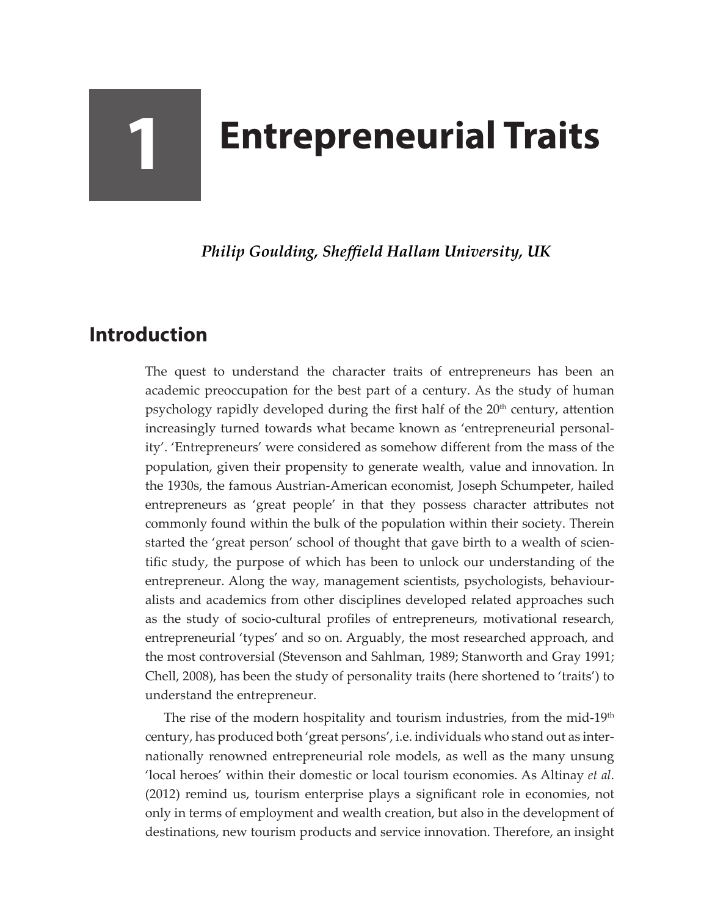# 1 Entrepreneurial Traits

***Philip Goulding, Sheffield Hallam University, UK***

## Introduction

The quest to understand the character traits of entrepreneurs has been an academic preoccupation for the best part of a century. As the study of human psychology rapidly developed during the first half of the 20th century, attention increasingly turned towards what became known as 'entrepreneurial personality'. 'Entrepreneurs' were considered as somehow different from the mass of the population, given their propensity to generate wealth, value and innovation. In the 1930s, the famous Austrian-American economist, Joseph Schumpeter, hailed entrepreneurs as 'great people' in that they possess character attributes not commonly found within the bulk of the population within their society. Therein started the 'great person' school of thought that gave birth to a wealth of scientific study, the purpose of which has been to unlock our understanding of the entrepreneur. Along the way, management scientists, psychologists, behaviouralists and academics from other disciplines developed related approaches such as the study of socio-cultural profiles of entrepreneurs, motivational research, entrepreneurial 'types' and so on. Arguably, the most researched approach, and the most controversial (Stevenson and Sahlman, 1989; Stanworth and Gray 1991; Chell, 2008), has been the study of personality traits (here shortened to 'traits') to understand the entrepreneur.

The rise of the modern hospitality and tourism industries, from the mid-19th century, has produced both 'great persons', i.e. individuals who stand out as internationally renowned entrepreneurial role models, as well as the many unsung 'local heroes' within their domestic or local tourism economies. As Altinay *et al.* (2012) remind us, tourism enterprise plays a significant role in economies, not only in terms of employment and wealth creation, but also in the development of destinations, new tourism products and service innovation. Therefore, an insight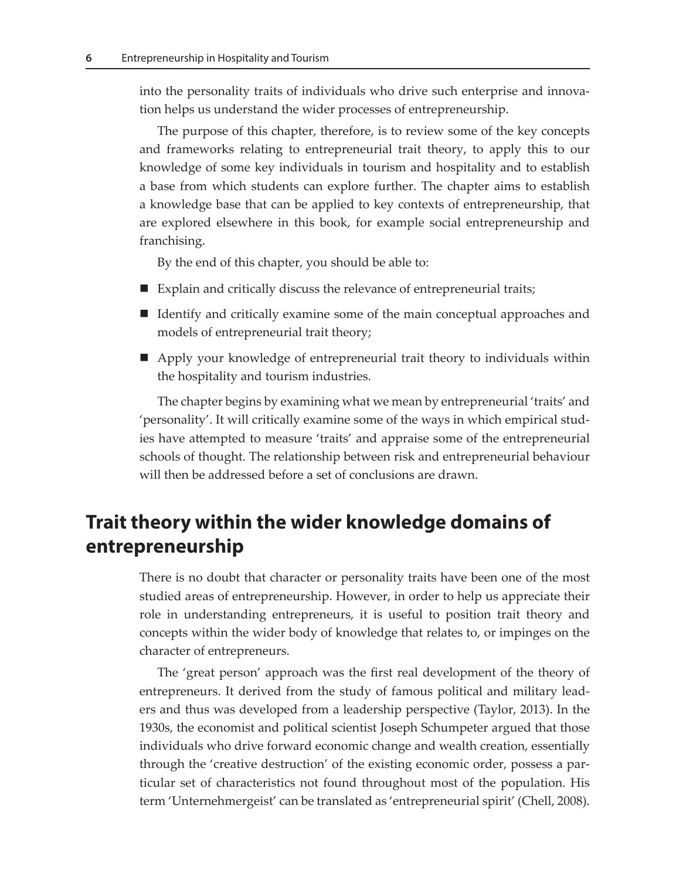into the personality traits of individuals who drive such enterprise and innovation helps us understand the wider processes of entrepreneurship.

The purpose of this chapter, therefore, is to review some of the key concepts and frameworks relating to entrepreneurial trait theory, to apply this to our knowledge of some key individuals in tourism and hospitality and to establish a base from which students can explore further. The chapter aims to establish a knowledge base that can be applied to key contexts of entrepreneurship, that are explored elsewhere in this book, for example social entrepreneurship and franchising.

By the end of this chapter, you should be able to:

- Explain and critically discuss the relevance of entrepreneurial traits;
- Identify and critically examine some of the main conceptual approaches and models of entrepreneurial trait theory;
- Apply your knowledge of entrepreneurial trait theory to individuals within the hospitality and tourism industries.

The chapter begins by examining what we mean by entrepreneurial 'traits' and 'personality'. It will critically examine some of the ways in which empirical studies have attempted to measure 'traits' and appraise some of the entrepreneurial schools of thought. The relationship between risk and entrepreneurial behaviour will then be addressed before a set of conclusions are drawn.

## Trait theory within the wider knowledge domains of entrepreneurship

There is no doubt that character or personality traits have been one of the most studied areas of entrepreneurship. However, in order to help us appreciate their role in understanding entrepreneurs, it is useful to position trait theory and concepts within the wider body of knowledge that relates to, or impinges on the character of entrepreneurs.

The 'great person' approach was the first real development of the theory of entrepreneurs. It derived from the study of famous political and military leaders and thus was developed from a leadership perspective (Taylor, 2013). In the 1930s, the economist and political scientist Joseph Schumpeter argued that those individuals who drive forward economic change and wealth creation, essentially through the 'creative destruction' of the existing economic order, possess a particular set of characteristics not found throughout most of the population. His term 'Unternehmergeist' can be translated as 'entrepreneurial spirit' (Chell, 2008).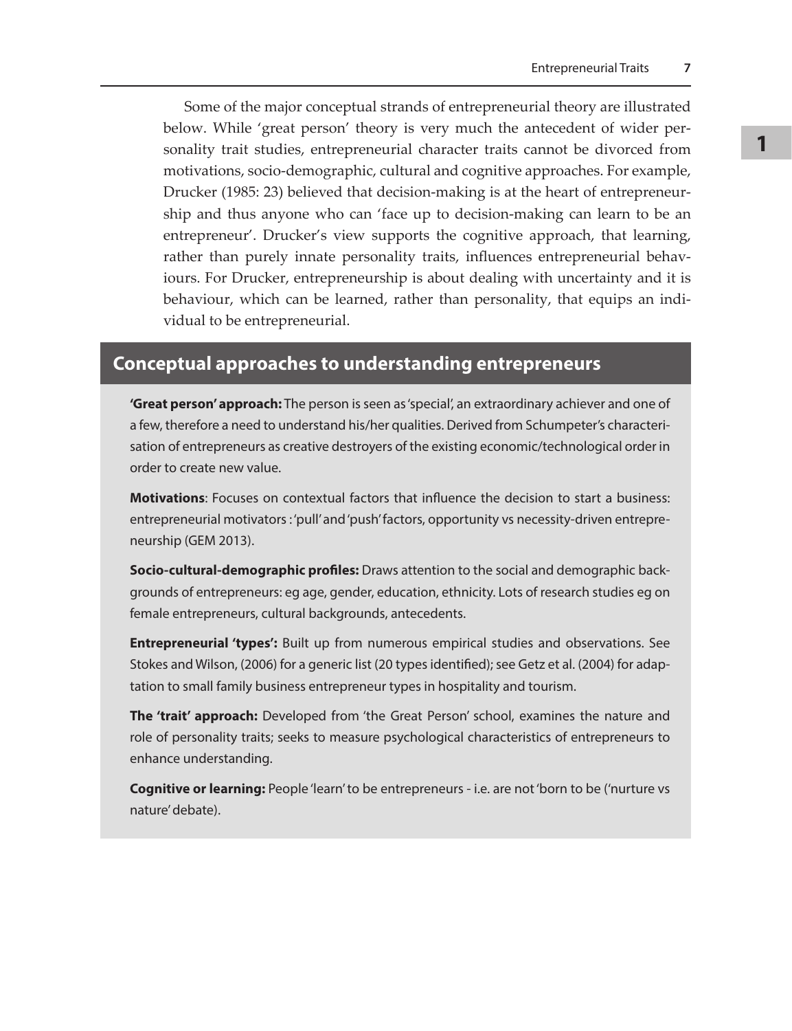Some of the major conceptual strands of entrepreneurial theory are illustrated below. While 'great person' theory is very much the antecedent of wider personality trait studies, entrepreneurial character traits cannot be divorced from motivations, socio-demographic, cultural and cognitive approaches. For example, Drucker (1985: 23) believed that decision-making is at the heart of entrepreneurship and thus anyone who can 'face up to decision-making can learn to be an entrepreneur'. Drucker's view supports the cognitive approach, that learning, rather than purely innate personality traits, influences entrepreneurial behaviours. For Drucker, entrepreneurship is about dealing with uncertainty and it is behaviour, which can be learned, rather than personality, that equips an individual to be entrepreneurial.

## Conceptual approaches to understanding entrepreneurs

**'Great person' approach:** The person is seen as 'special', an extraordinary achiever and one of a few, therefore a need to understand his/her qualities. Derived from Schumpeter's characterisation of entrepreneurs as creative destroyers of the existing economic/technological order in order to create new value.

**Motivations**: Focuses on contextual factors that influence the decision to start a business: entrepreneurial motivators : 'pull' and 'push' factors, opportunity vs necessity-driven entrepreneurship (GEM 2013).

**Socio-cultural-demographic profiles:** Draws attention to the social and demographic backgrounds of entrepreneurs: eg age, gender, education, ethnicity. Lots of research studies eg on female entrepreneurs, cultural backgrounds, antecedents.

**Entrepreneurial 'types':** Built up from numerous empirical studies and observations. See Stokes and Wilson, (2006) for a generic list (20 types identified); see Getz et al. (2004) for adaptation to small family business entrepreneur types in hospitality and tourism.

**The 'trait' approach:** Developed from 'the Great Person' school, examines the nature and role of personality traits; seeks to measure psychological characteristics of entrepreneurs to enhance understanding.

**Cognitive or learning:** People 'learn' to be entrepreneurs - i.e. are not 'born to be ('nurture vs nature' debate).